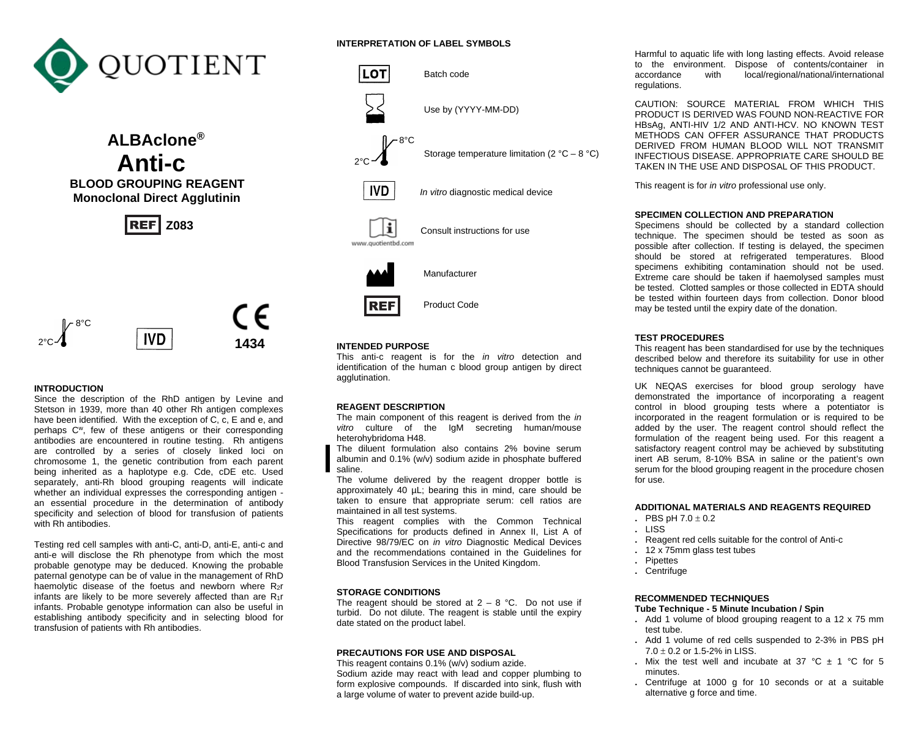QUOTIENT

# ALBAclone®
# Anti-c
## BLOOD GROUPING REAGENT
## Monoclonal Direct Agglutinin

REF Z083

2°C – 8°C IVD CE 1434

## INTRODUCTION

Since the description of the RhD antigen by Levine and Stetson in 1939, more than 40 other Rh antigen complexes have been identified. With the exception of C, c, E and e, and perhaps $C^w$, few of these antigens or their corresponding antibodies are encountered in routine testing. Rh antigens are controlled by a series of closely linked loci on chromosome 1, the genetic contribution from each parent being inherited as a haplotype e.g. Cde, cDE etc. Used separately, anti-Rh blood grouping reagents will indicate whether an individual expresses the corresponding antigen - an essential procedure in the determination of antibody specificity and selection of blood for transfusion of patients with Rh antibodies.

Testing red cell samples with anti-C, anti-D, anti-E, anti-c and anti-e will disclose the Rh phenotype from which the most probable genotype may be deduced. Knowing the probable paternal genotype can be of value in the management of RhD haemolytic disease of the foetus and newborn where $R_2r$ infants are likely to be more severely affected than are $R_1r$ infants. Probable genotype information can also be useful in establishing antibody specificity and in selecting blood for transfusion of patients with Rh antibodies.

## INTERPRETATION OF LABEL SYMBOLS

| Symbol | Meaning |
| --- | --- |
| LOT | Batch code |
| (hourglass) | Use by (YYYY-MM-DD) |
| 2°C – 8°C | Storage temperature limitation (2 °C – 8 °C) |
| IVD | *In vitro* diagnostic medical device |
| (i) www.quotientbd.com | Consult instructions for use |
| (factory) | Manufacturer |
| REF | Product Code |

## INTENDED PURPOSE

This anti-c reagent is for the *in vitro* detection and identification of the human c blood group antigen by direct agglutination.

## REAGENT DESCRIPTION

The main component of this reagent is derived from the *in vitro* culture of the IgM secreting human/mouse heterohybridoma H48.

The diluent formulation also contains 2% bovine serum albumin and 0.1% (w/v) sodium azide in phosphate buffered saline.

The volume delivered by the reagent dropper bottle is approximately 40 µL; bearing this in mind, care should be taken to ensure that appropriate serum: cell ratios are maintained in all test systems.

This reagent complies with the Common Technical Specifications for products defined in Annex II, List A of Directive 98/79/EC on *in vitro* Diagnostic Medical Devices and the recommendations contained in the Guidelines for Blood Transfusion Services in the United Kingdom.

## STORAGE CONDITIONS

The reagent should be stored at 2 – 8 °C. Do not use if turbid. Do not dilute. The reagent is stable until the expiry date stated on the product label.

## PRECAUTIONS FOR USE AND DISPOSAL

This reagent contains 0.1% (w/v) sodium azide.

Sodium azide may react with lead and copper plumbing to form explosive compounds. If discarded into sink, flush with a large volume of water to prevent azide build-up.

Harmful to aquatic life with long lasting effects. Avoid release to the environment. Dispose of contents/container in accordance with local/regional/national/international regulations.

CAUTION: SOURCE MATERIAL FROM WHICH THIS PRODUCT IS DERIVED WAS FOUND NON-REACTIVE FOR HBsAg, ANTI-HIV 1/2 AND ANTI-HCV. NO KNOWN TEST METHODS CAN OFFER ASSURANCE THAT PRODUCTS DERIVED FROM HUMAN BLOOD WILL NOT TRANSMIT INFECTIOUS DISEASE. APPROPRIATE CARE SHOULD BE TAKEN IN THE USE AND DISPOSAL OF THIS PRODUCT.

This reagent is for *in vitro* professional use only.

## SPECIMEN COLLECTION AND PREPARATION

Specimens should be collected by a standard collection technique. The specimen should be tested as soon as possible after collection. If testing is delayed, the specimen should be stored at refrigerated temperatures. Blood specimens exhibiting contamination should not be used. Extreme care should be taken if haemolysed samples must be tested. Clotted samples or those collected in EDTA should be tested within fourteen days from collection. Donor blood may be tested until the expiry date of the donation.

## TEST PROCEDURES

This reagent has been standardised for use by the techniques described below and therefore its suitability for use in other techniques cannot be guaranteed.

UK NEQAS exercises for blood group serology have demonstrated the importance of incorporating a reagent control in blood grouping tests where a potentiator is incorporated in the reagent formulation or is required to be added by the user. The reagent control should reflect the formulation of the reagent being used. For this reagent a satisfactory reagent control may be achieved by substituting inert AB serum, 8-10% BSA in saline or the patient's own serum for the blood grouping reagent in the procedure chosen for use.

## ADDITIONAL MATERIALS AND REAGENTS REQUIRED

- PBS pH 7.0 ± 0.2
- LISS
- Reagent red cells suitable for the control of Anti-c
- 12 x 75mm glass test tubes
- Pipettes
- Centrifuge

## RECOMMENDED TECHNIQUES

**Tube Technique - 5 Minute Incubation / Spin**

- Add 1 volume of blood grouping reagent to a 12 x 75 mm test tube.
- Add 1 volume of red cells suspended to 2-3% in PBS pH 7.0 ± 0.2 or 1.5-2% in LISS.
- Mix the test well and incubate at 37 °C ± 1 °C for 5 minutes.
- Centrifuge at 1000 g for 10 seconds or at a suitable alternative g force and time.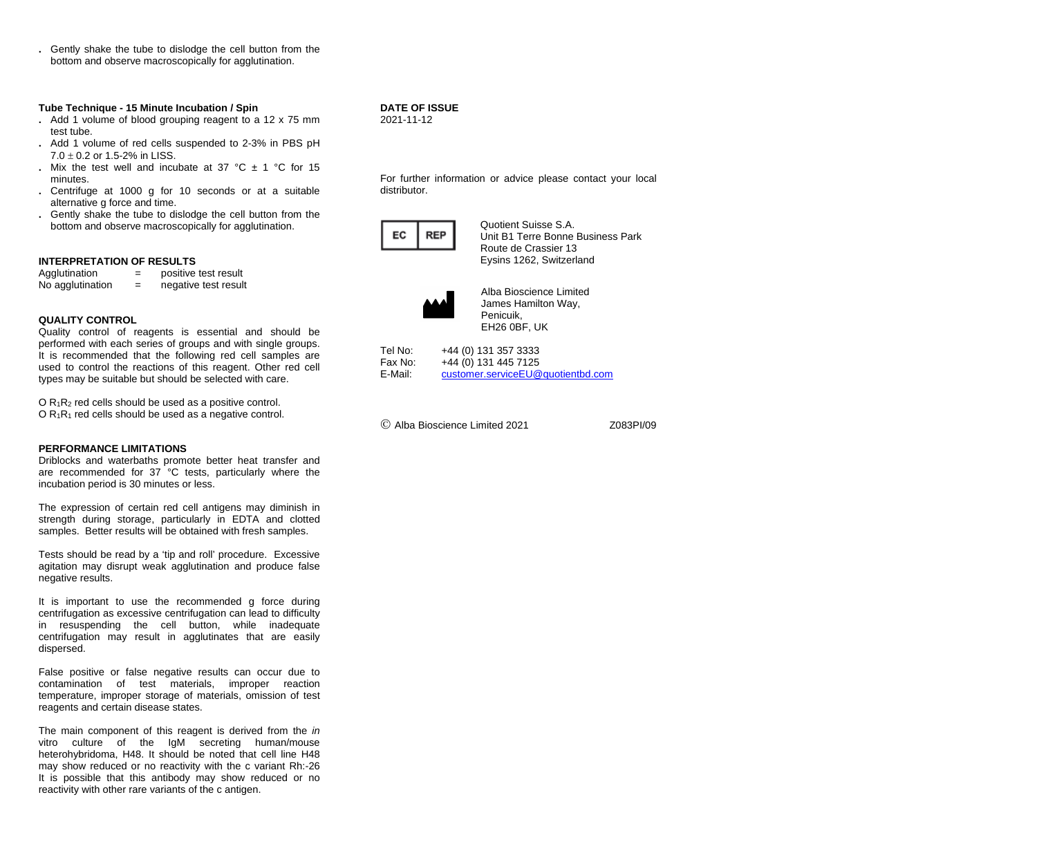- Gently shake the tube to dislodge the cell button from the bottom and observe macroscopically for agglutination.

**Tube Technique - 15 Minute Incubation / Spin**

- Add 1 volume of blood grouping reagent to a 12 x 75 mm test tube.
- Add 1 volume of red cells suspended to 2-3% in PBS pH 7.0 ± 0.2 or 1.5-2% in LISS.
- Mix the test well and incubate at 37 °C ± 1 °C for 15 minutes.
- Centrifuge at 1000 g for 10 seconds or at a suitable alternative g force and time.
- Gently shake the tube to dislodge the cell button from the bottom and observe macroscopically for agglutination.

**INTERPRETATION OF RESULTS**

| | | |
|---|---|---|
| Agglutination | = | positive test result |
| No agglutination | = | negative test result |

**QUALITY CONTROL**

Quality control of reagents is essential and should be performed with each series of groups and with single groups. It is recommended that the following red cell samples are used to control the reactions of this reagent. Other red cell types may be suitable but should be selected with care.

O $R_1R_2$ red cells should be used as a positive control.
O $R_1R_1$ red cells should be used as a negative control.

**PERFORMANCE LIMITATIONS**

Driblocks and waterbaths promote better heat transfer and are recommended for 37 °C tests, particularly where the incubation period is 30 minutes or less.

The expression of certain red cell antigens may diminish in strength during storage, particularly in EDTA and clotted samples. Better results will be obtained with fresh samples.

Tests should be read by a 'tip and roll' procedure. Excessive agitation may disrupt weak agglutination and produce false negative results.

It is important to use the recommended g force during centrifugation as excessive centrifugation can lead to difficulty in resuspending the cell button, while inadequate centrifugation may result in agglutinates that are easily dispersed.

False positive or false negative results can occur due to contamination of test materials, improper reaction temperature, improper storage of materials, omission of test reagents and certain disease states.

The main component of this reagent is derived from the *in* vitro culture of the IgM secreting human/mouse heterohybridoma, H48. It should be noted that cell line H48 may show reduced or no reactivity with the c variant Rh:-26 It is possible that this antibody may show reduced or no reactivity with other rare variants of the c antigen.

**DATE OF ISSUE**

2021-11-12

For further information or advice please contact your local distributor.

EC REP

Quotient Suisse S.A.
Unit B1 Terre Bonne Business Park
Route de Crassier 13
Eysins 1262, Switzerland

Alba Bioscience Limited
James Hamilton Way,
Penicuik,
EH26 0BF, UK

Tel No: +44 (0) 131 357 3333
Fax No: +44 (0) 131 445 7125
E-Mail: customer.serviceEU@quotientbd.com

© Alba Bioscience Limited 2021 Z083PI/09